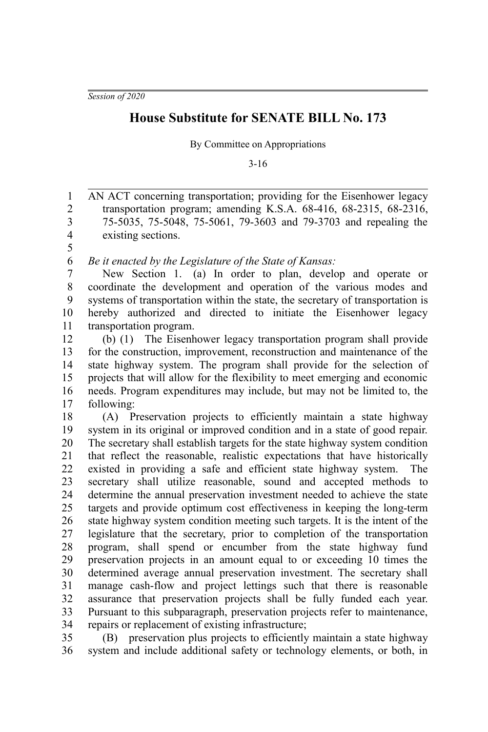*Session of 2020*

# House Substitute for SENATE BILL No. 173

By Committee on Appropriations

3-16

AN ACT concerning transportation; providing for the Eisenhower legacy transportation program; amending K.S.A. 68-416, 68-2315, 68-2316, 75-5035, 75-5048, 75-5061, 79-3603 and 79-3703 and repealing the existing sections.

*Be it enacted by the Legislature of the State of Kansas:*

New Section 1. (a) In order to plan, develop and operate or coordinate the development and operation of the various modes and systems of transportation within the state, the secretary of transportation is hereby authorized and directed to initiate the Eisenhower legacy transportation program.

(b) (1) The Eisenhower legacy transportation program shall provide for the construction, improvement, reconstruction and maintenance of the state highway system. The program shall provide for the selection of projects that will allow for the flexibility to meet emerging and economic needs. Program expenditures may include, but may not be limited to, the following:

(A) Preservation projects to efficiently maintain a state highway system in its original or improved condition and in a state of good repair. The secretary shall establish targets for the state highway system condition that reflect the reasonable, realistic expectations that have historically existed in providing a safe and efficient state highway system. The secretary shall utilize reasonable, sound and accepted methods to determine the annual preservation investment needed to achieve the state targets and provide optimum cost effectiveness in keeping the long-term state highway system condition meeting such targets. It is the intent of the legislature that the secretary, prior to completion of the transportation program, shall spend or encumber from the state highway fund preservation projects in an amount equal to or exceeding 10 times the determined average annual preservation investment. The secretary shall manage cash-flow and project lettings such that there is reasonable assurance that preservation projects shall be fully funded each year. Pursuant to this subparagraph, preservation projects refer to maintenance, repairs or replacement of existing infrastructure;

(B) preservation plus projects to efficiently maintain a state highway system and include additional safety or technology elements, or both, in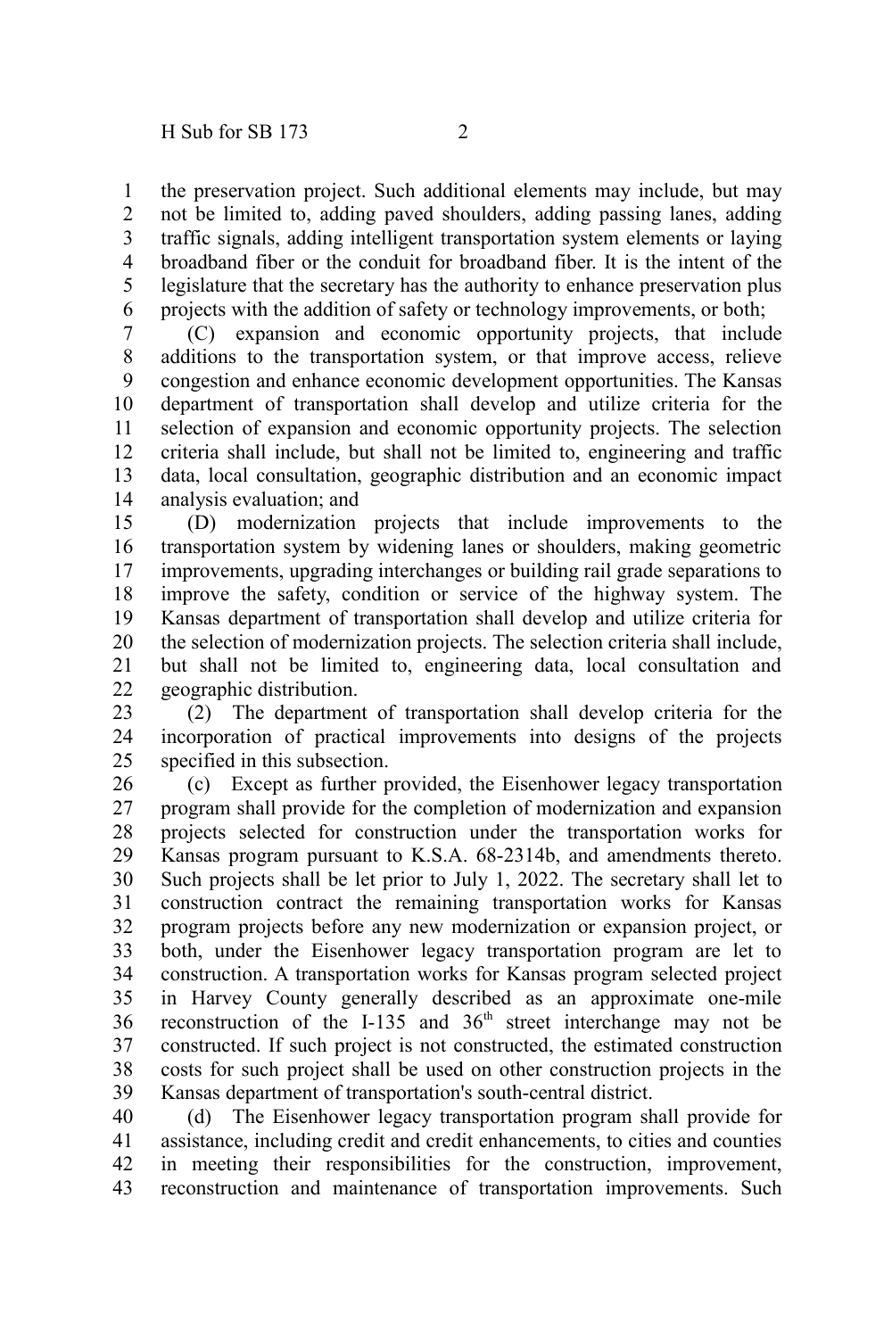the preservation project. Such additional elements may include, but may not be limited to, adding paved shoulders, adding passing lanes, adding traffic signals, adding intelligent transportation system elements or laying broadband fiber or the conduit for broadband fiber. It is the intent of the legislature that the secretary has the authority to enhance preservation plus projects with the addition of safety or technology improvements, or both;

(C) expansion and economic opportunity projects, that include additions to the transportation system, or that improve access, relieve congestion and enhance economic development opportunities. The Kansas department of transportation shall develop and utilize criteria for the selection of expansion and economic opportunity projects. The selection criteria shall include, but shall not be limited to, engineering and traffic data, local consultation, geographic distribution and an economic impact analysis evaluation; and

(D) modernization projects that include improvements to the transportation system by widening lanes or shoulders, making geometric improvements, upgrading interchanges or building rail grade separations to improve the safety, condition or service of the highway system. The Kansas department of transportation shall develop and utilize criteria for the selection of modernization projects. The selection criteria shall include, but shall not be limited to, engineering data, local consultation and geographic distribution.

(2) The department of transportation shall develop criteria for the incorporation of practical improvements into designs of the projects specified in this subsection.

(c) Except as further provided, the Eisenhower legacy transportation program shall provide for the completion of modernization and expansion projects selected for construction under the transportation works for Kansas program pursuant to K.S.A. 68-2314b, and amendments thereto. Such projects shall be let prior to July 1, 2022. The secretary shall let to construction contract the remaining transportation works for Kansas program projects before any new modernization or expansion project, or both, under the Eisenhower legacy transportation program are let to construction. A transportation works for Kansas program selected project in Harvey County generally described as an approximate one-mile reconstruction of the I-135 and 36th street interchange may not be constructed. If such project is not constructed, the estimated construction costs for such project shall be used on other construction projects in the Kansas department of transportation's south-central district.

(d) The Eisenhower legacy transportation program shall provide for assistance, including credit and credit enhancements, to cities and counties in meeting their responsibilities for the construction, improvement, reconstruction and maintenance of transportation improvements. Such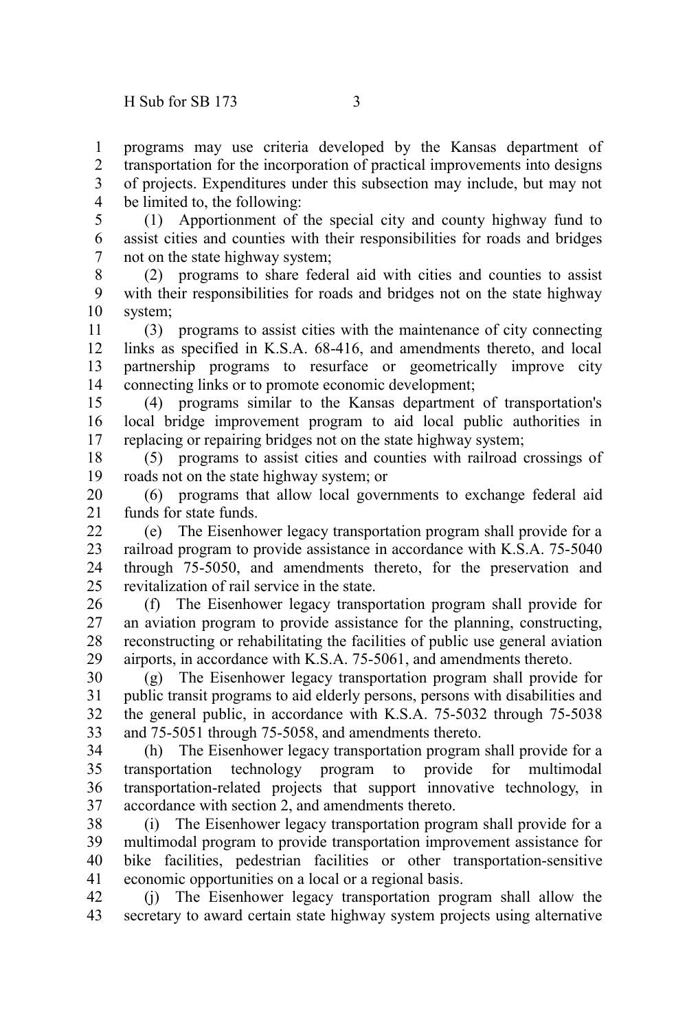programs may use criteria developed by the Kansas department of transportation for the incorporation of practical improvements into designs of projects. Expenditures under this subsection may include, but may not be limited to, the following:

(1) Apportionment of the special city and county highway fund to assist cities and counties with their responsibilities for roads and bridges not on the state highway system;

(2) programs to share federal aid with cities and counties to assist with their responsibilities for roads and bridges not on the state highway system;

(3) programs to assist cities with the maintenance of city connecting links as specified in K.S.A. 68-416, and amendments thereto, and local partnership programs to resurface or geometrically improve city connecting links or to promote economic development;

(4) programs similar to the Kansas department of transportation's local bridge improvement program to aid local public authorities in replacing or repairing bridges not on the state highway system;

(5) programs to assist cities and counties with railroad crossings of roads not on the state highway system; or

(6) programs that allow local governments to exchange federal aid funds for state funds.

(e) The Eisenhower legacy transportation program shall provide for a railroad program to provide assistance in accordance with K.S.A. 75-5040 through 75-5050, and amendments thereto, for the preservation and revitalization of rail service in the state.

(f) The Eisenhower legacy transportation program shall provide for an aviation program to provide assistance for the planning, constructing, reconstructing or rehabilitating the facilities of public use general aviation airports, in accordance with K.S.A. 75-5061, and amendments thereto.

(g) The Eisenhower legacy transportation program shall provide for public transit programs to aid elderly persons, persons with disabilities and the general public, in accordance with K.S.A. 75-5032 through 75-5038 and 75-5051 through 75-5058, and amendments thereto.

(h) The Eisenhower legacy transportation program shall provide for a transportation technology program to provide for multimodal transportation-related projects that support innovative technology, in accordance with section 2, and amendments thereto.

(i) The Eisenhower legacy transportation program shall provide for a multimodal program to provide transportation improvement assistance for bike facilities, pedestrian facilities or other transportation-sensitive economic opportunities on a local or a regional basis.

(j) The Eisenhower legacy transportation program shall allow the secretary to award certain state highway system projects using alternative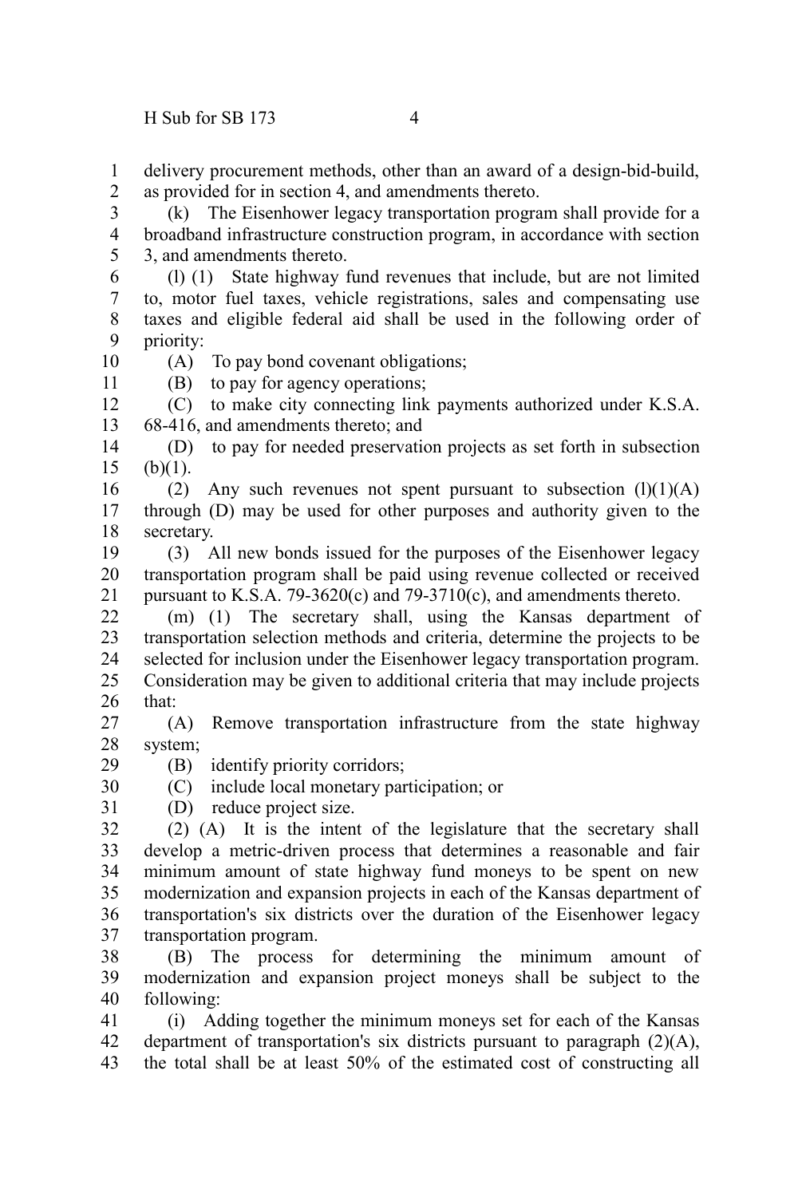delivery procurement methods, other than an award of a design-bid-build, as provided for in section 4, and amendments thereto.

(k) The Eisenhower legacy transportation program shall provide for a broadband infrastructure construction program, in accordance with section 3, and amendments thereto.

(l) (1) State highway fund revenues that include, but are not limited to, motor fuel taxes, vehicle registrations, sales and compensating use taxes and eligible federal aid shall be used in the following order of priority:

(A) To pay bond covenant obligations;

(B) to pay for agency operations;

(C) to make city connecting link payments authorized under K.S.A. 68-416, and amendments thereto; and

(D) to pay for needed preservation projects as set forth in subsection (b)(1).

(2) Any such revenues not spent pursuant to subsection (l)(1)(A) through (D) may be used for other purposes and authority given to the secretary.

(3) All new bonds issued for the purposes of the Eisenhower legacy transportation program shall be paid using revenue collected or received pursuant to K.S.A. 79-3620(c) and 79-3710(c), and amendments thereto.

(m) (1) The secretary shall, using the Kansas department of transportation selection methods and criteria, determine the projects to be selected for inclusion under the Eisenhower legacy transportation program. Consideration may be given to additional criteria that may include projects that:

(A) Remove transportation infrastructure from the state highway system;

(B) identify priority corridors;

(C) include local monetary participation; or

(D) reduce project size.

(2) (A) It is the intent of the legislature that the secretary shall develop a metric-driven process that determines a reasonable and fair minimum amount of state highway fund moneys to be spent on new modernization and expansion projects in each of the Kansas department of transportation's six districts over the duration of the Eisenhower legacy transportation program.

(B) The process for determining the minimum amount of modernization and expansion project moneys shall be subject to the following:

(i) Adding together the minimum moneys set for each of the Kansas department of transportation's six districts pursuant to paragraph (2)(A), the total shall be at least 50% of the estimated cost of constructing all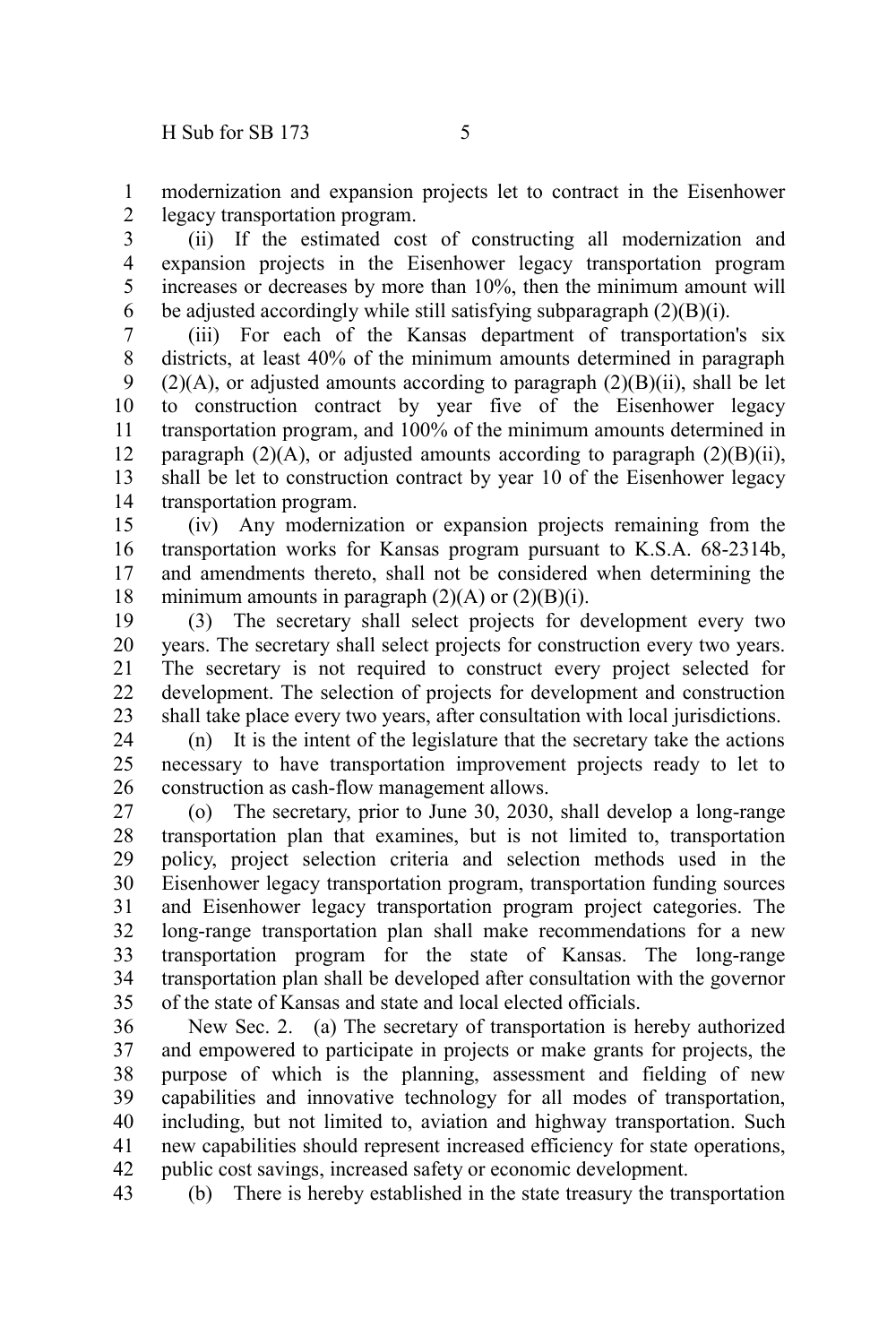modernization and expansion projects let to contract in the Eisenhower legacy transportation program.

(ii) If the estimated cost of constructing all modernization and expansion projects in the Eisenhower legacy transportation program increases or decreases by more than 10%, then the minimum amount will be adjusted accordingly while still satisfying subparagraph (2)(B)(i).

(iii) For each of the Kansas department of transportation's six districts, at least 40% of the minimum amounts determined in paragraph (2)(A), or adjusted amounts according to paragraph (2)(B)(ii), shall be let to construction contract by year five of the Eisenhower legacy transportation program, and 100% of the minimum amounts determined in paragraph (2)(A), or adjusted amounts according to paragraph (2)(B)(ii), shall be let to construction contract by year 10 of the Eisenhower legacy transportation program.

(iv) Any modernization or expansion projects remaining from the transportation works for Kansas program pursuant to K.S.A. 68-2314b, and amendments thereto, shall not be considered when determining the minimum amounts in paragraph (2)(A) or (2)(B)(i).

(3) The secretary shall select projects for development every two years. The secretary shall select projects for construction every two years. The secretary is not required to construct every project selected for development. The selection of projects for development and construction shall take place every two years, after consultation with local jurisdictions.

(n) It is the intent of the legislature that the secretary take the actions necessary to have transportation improvement projects ready to let to construction as cash-flow management allows.

(o) The secretary, prior to June 30, 2030, shall develop a long-range transportation plan that examines, but is not limited to, transportation policy, project selection criteria and selection methods used in the Eisenhower legacy transportation program, transportation funding sources and Eisenhower legacy transportation program project categories. The long-range transportation plan shall make recommendations for a new transportation program for the state of Kansas. The long-range transportation plan shall be developed after consultation with the governor of the state of Kansas and state and local elected officials.

New Sec. 2. (a) The secretary of transportation is hereby authorized and empowered to participate in projects or make grants for projects, the purpose of which is the planning, assessment and fielding of new capabilities and innovative technology for all modes of transportation, including, but not limited to, aviation and highway transportation. Such new capabilities should represent increased efficiency for state operations, public cost savings, increased safety or economic development.

(b) There is hereby established in the state treasury the transportation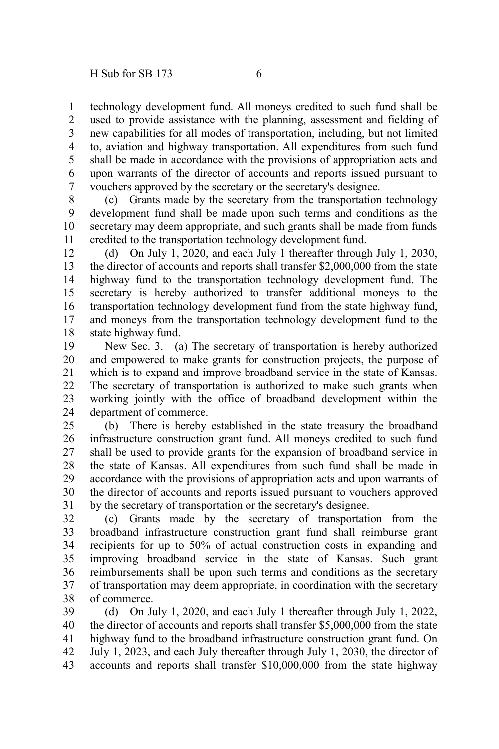technology development fund. All moneys credited to such fund shall be used to provide assistance with the planning, assessment and fielding of new capabilities for all modes of transportation, including, but not limited to, aviation and highway transportation. All expenditures from such fund shall be made in accordance with the provisions of appropriation acts and upon warrants of the director of accounts and reports issued pursuant to vouchers approved by the secretary or the secretary's designee.

(c) Grants made by the secretary from the transportation technology development fund shall be made upon such terms and conditions as the secretary may deem appropriate, and such grants shall be made from funds credited to the transportation technology development fund.

(d) On July 1, 2020, and each July 1 thereafter through July 1, 2030, the director of accounts and reports shall transfer $2,000,000 from the state highway fund to the transportation technology development fund. The secretary is hereby authorized to transfer additional moneys to the transportation technology development fund from the state highway fund, and moneys from the transportation technology development fund to the state highway fund.

New Sec. 3. (a) The secretary of transportation is hereby authorized and empowered to make grants for construction projects, the purpose of which is to expand and improve broadband service in the state of Kansas. The secretary of transportation is authorized to make such grants when working jointly with the office of broadband development within the department of commerce.

(b) There is hereby established in the state treasury the broadband infrastructure construction grant fund. All moneys credited to such fund shall be used to provide grants for the expansion of broadband service in the state of Kansas. All expenditures from such fund shall be made in accordance with the provisions of appropriation acts and upon warrants of the director of accounts and reports issued pursuant to vouchers approved by the secretary of transportation or the secretary's designee.

(c) Grants made by the secretary of transportation from the broadband infrastructure construction grant fund shall reimburse grant recipients for up to 50% of actual construction costs in expanding and improving broadband service in the state of Kansas. Such grant reimbursements shall be upon such terms and conditions as the secretary of transportation may deem appropriate, in coordination with the secretary of commerce.

(d) On July 1, 2020, and each July 1 thereafter through July 1, 2022, the director of accounts and reports shall transfer $5,000,000 from the state highway fund to the broadband infrastructure construction grant fund. On July 1, 2023, and each July thereafter through July 1, 2030, the director of accounts and reports shall transfer $10,000,000 from the state highway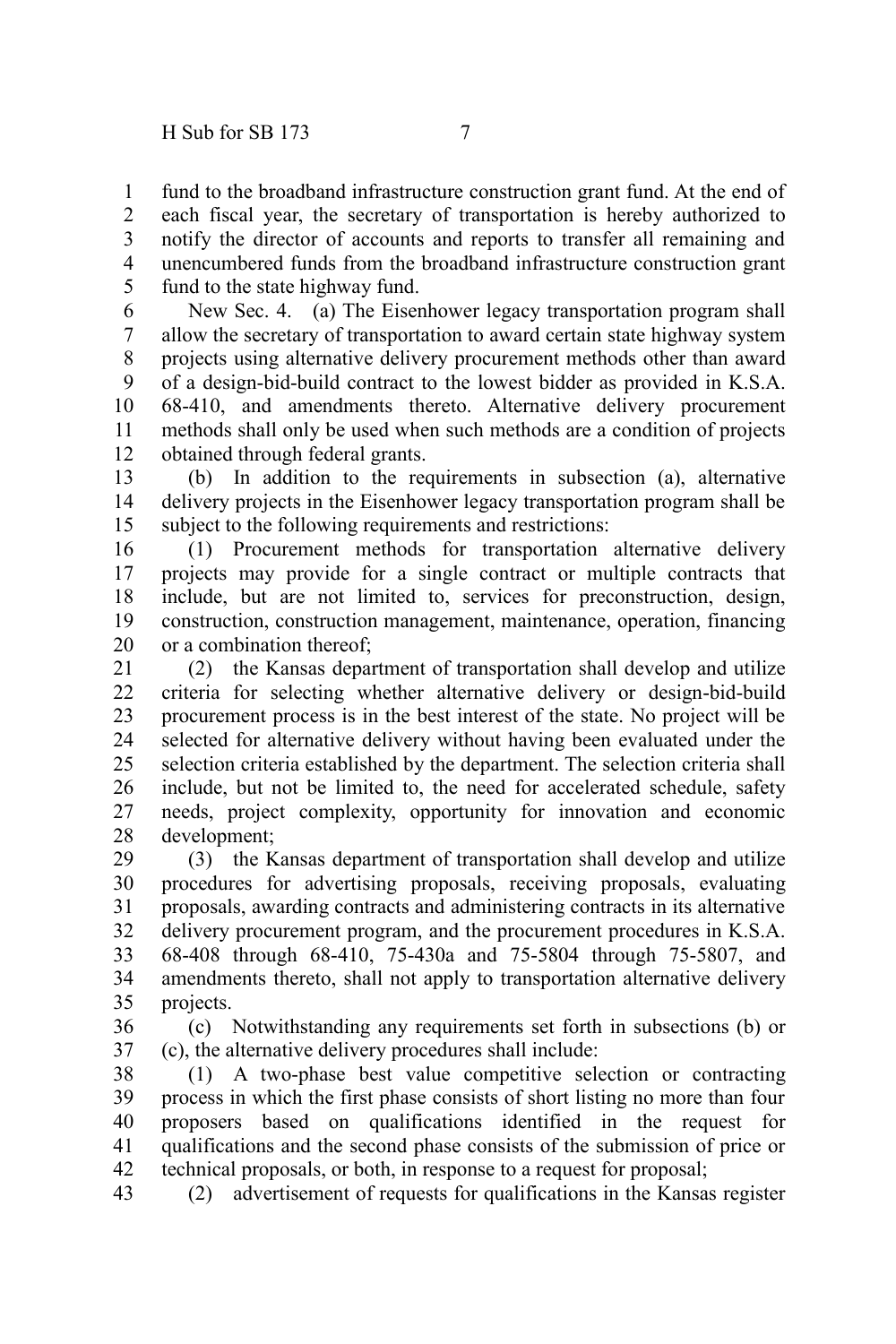fund to the broadband infrastructure construction grant fund. At the end of each fiscal year, the secretary of transportation is hereby authorized to notify the director of accounts and reports to transfer all remaining and unencumbered funds from the broadband infrastructure construction grant fund to the state highway fund.

New Sec. 4. (a) The Eisenhower legacy transportation program shall allow the secretary of transportation to award certain state highway system projects using alternative delivery procurement methods other than award of a design-bid-build contract to the lowest bidder as provided in K.S.A. 68-410, and amendments thereto. Alternative delivery procurement methods shall only be used when such methods are a condition of projects obtained through federal grants.

(b) In addition to the requirements in subsection (a), alternative delivery projects in the Eisenhower legacy transportation program shall be subject to the following requirements and restrictions:

(1) Procurement methods for transportation alternative delivery projects may provide for a single contract or multiple contracts that include, but are not limited to, services for preconstruction, design, construction, construction management, maintenance, operation, financing or a combination thereof;

(2) the Kansas department of transportation shall develop and utilize criteria for selecting whether alternative delivery or design-bid-build procurement process is in the best interest of the state. No project will be selected for alternative delivery without having been evaluated under the selection criteria established by the department. The selection criteria shall include, but not be limited to, the need for accelerated schedule, safety needs, project complexity, opportunity for innovation and economic development;

(3) the Kansas department of transportation shall develop and utilize procedures for advertising proposals, receiving proposals, evaluating proposals, awarding contracts and administering contracts in its alternative delivery procurement program, and the procurement procedures in K.S.A. 68-408 through 68-410, 75-430a and 75-5804 through 75-5807, and amendments thereto, shall not apply to transportation alternative delivery projects.

(c) Notwithstanding any requirements set forth in subsections (b) or (c), the alternative delivery procedures shall include:

(1) A two-phase best value competitive selection or contracting process in which the first phase consists of short listing no more than four proposers based on qualifications identified in the request for qualifications and the second phase consists of the submission of price or technical proposals, or both, in response to a request for proposal;

(2) advertisement of requests for qualifications in the Kansas register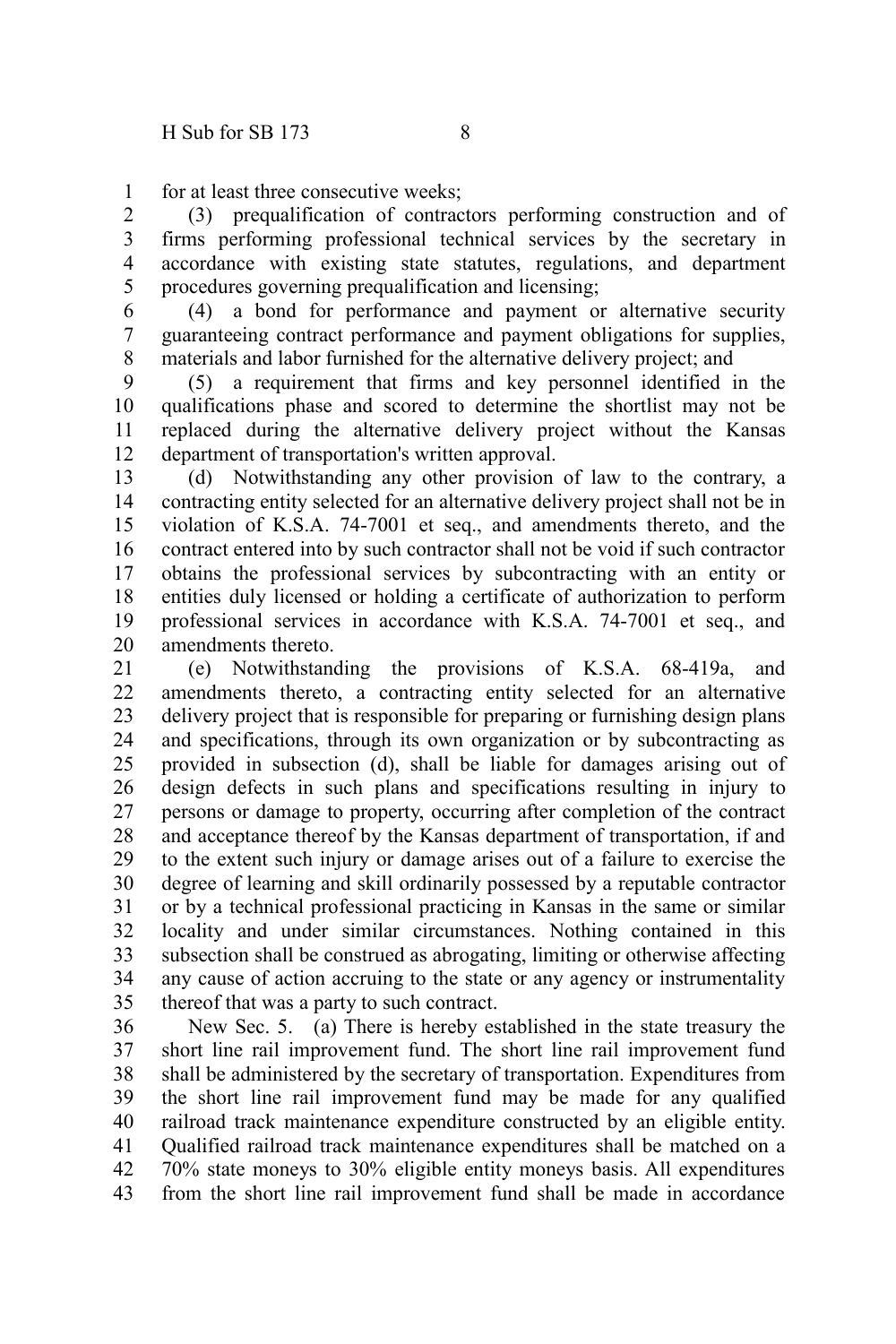for at least three consecutive weeks;

(3) prequalification of contractors performing construction and of firms performing professional technical services by the secretary in accordance with existing state statutes, regulations, and department procedures governing prequalification and licensing;

(4) a bond for performance and payment or alternative security guaranteeing contract performance and payment obligations for supplies, materials and labor furnished for the alternative delivery project; and

(5) a requirement that firms and key personnel identified in the qualifications phase and scored to determine the shortlist may not be replaced during the alternative delivery project without the Kansas department of transportation's written approval.

(d) Notwithstanding any other provision of law to the contrary, a contracting entity selected for an alternative delivery project shall not be in violation of K.S.A. 74-7001 et seq., and amendments thereto, and the contract entered into by such contractor shall not be void if such contractor obtains the professional services by subcontracting with an entity or entities duly licensed or holding a certificate of authorization to perform professional services in accordance with K.S.A. 74-7001 et seq., and amendments thereto.

(e) Notwithstanding the provisions of K.S.A. 68-419a, and amendments thereto, a contracting entity selected for an alternative delivery project that is responsible for preparing or furnishing design plans and specifications, through its own organization or by subcontracting as provided in subsection (d), shall be liable for damages arising out of design defects in such plans and specifications resulting in injury to persons or damage to property, occurring after completion of the contract and acceptance thereof by the Kansas department of transportation, if and to the extent such injury or damage arises out of a failure to exercise the degree of learning and skill ordinarily possessed by a reputable contractor or by a technical professional practicing in Kansas in the same or similar locality and under similar circumstances. Nothing contained in this subsection shall be construed as abrogating, limiting or otherwise affecting any cause of action accruing to the state or any agency or instrumentality thereof that was a party to such contract.

New Sec. 5. (a) There is hereby established in the state treasury the short line rail improvement fund. The short line rail improvement fund shall be administered by the secretary of transportation. Expenditures from the short line rail improvement fund may be made for any qualified railroad track maintenance expenditure constructed by an eligible entity. Qualified railroad track maintenance expenditures shall be matched on a 70% state moneys to 30% eligible entity moneys basis. All expenditures from the short line rail improvement fund shall be made in accordance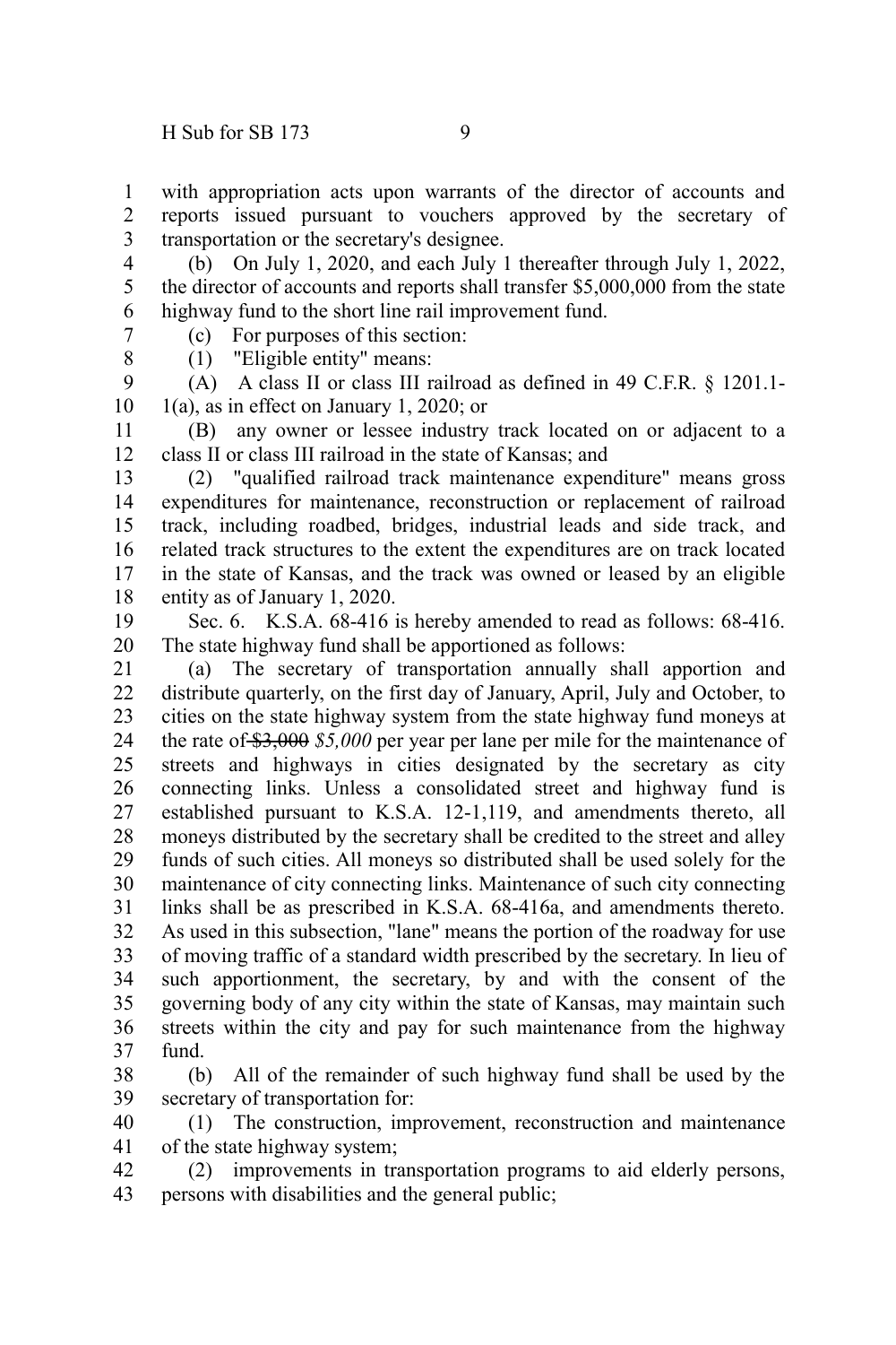with appropriation acts upon warrants of the director of accounts and reports issued pursuant to vouchers approved by the secretary of transportation or the secretary's designee.

(b) On July 1, 2020, and each July 1 thereafter through July 1, 2022, the director of accounts and reports shall transfer $5,000,000 from the state highway fund to the short line rail improvement fund.

(c) For purposes of this section:

(1) "Eligible entity" means:

(A) A class II or class III railroad as defined in 49 C.F.R. § 1201.1-1(a), as in effect on January 1, 2020; or

(B) any owner or lessee industry track located on or adjacent to a class II or class III railroad in the state of Kansas; and

(2) "qualified railroad track maintenance expenditure" means gross expenditures for maintenance, reconstruction or replacement of railroad track, including roadbed, bridges, industrial leads and side track, and related track structures to the extent the expenditures are on track located in the state of Kansas, and the track was owned or leased by an eligible entity as of January 1, 2020.

Sec. 6. K.S.A. 68-416 is hereby amended to read as follows: 68-416. The state highway fund shall be apportioned as follows:

(a) The secretary of transportation annually shall apportion and distribute quarterly, on the first day of January, April, July and October, to cities on the state highway system from the state highway fund moneys at the rate of ~~$3,000~~ *$5,000* per year per lane per mile for the maintenance of streets and highways in cities designated by the secretary as city connecting links. Unless a consolidated street and highway fund is established pursuant to K.S.A. 12-1,119, and amendments thereto, all moneys distributed by the secretary shall be credited to the street and alley funds of such cities. All moneys so distributed shall be used solely for the maintenance of city connecting links. Maintenance of such city connecting links shall be as prescribed in K.S.A. 68-416a, and amendments thereto. As used in this subsection, "lane" means the portion of the roadway for use of moving traffic of a standard width prescribed by the secretary. In lieu of such apportionment, the secretary, by and with the consent of the governing body of any city within the state of Kansas, may maintain such streets within the city and pay for such maintenance from the highway fund.

(b) All of the remainder of such highway fund shall be used by the secretary of transportation for:

(1) The construction, improvement, reconstruction and maintenance of the state highway system;

(2) improvements in transportation programs to aid elderly persons, persons with disabilities and the general public;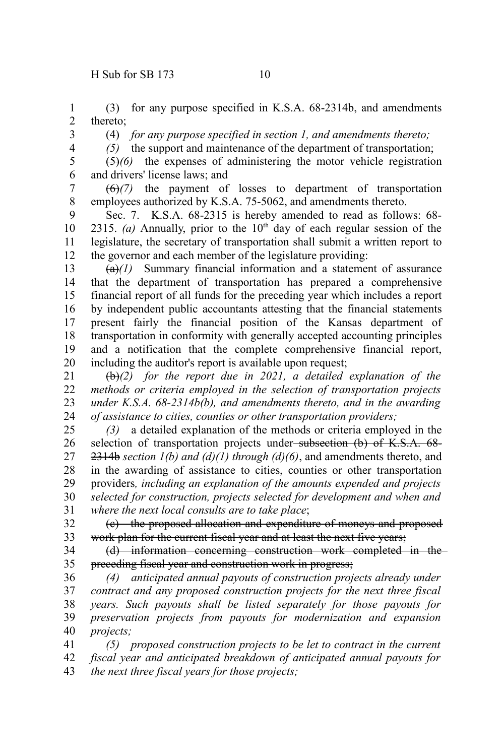(3) for any purpose specified in K.S.A. 68-2314b, and amendments thereto;

(4) *for any purpose specified in section 1, and amendments thereto;*

*(5)* the support and maintenance of the department of transportation;

~~(5)~~*(6)* the expenses of administering the motor vehicle registration and drivers' license laws; and

~~(6)~~*(7)* the payment of losses to department of transportation employees authorized by K.S.A. 75-5062, and amendments thereto.

Sec. 7. K.S.A. 68-2315 is hereby amended to read as follows: 68-2315. *(a)* Annually, prior to the 10th day of each regular session of the legislature, the secretary of transportation shall submit a written report to the governor and each member of the legislature providing:

~~(a)~~*(1)* Summary financial information and a statement of assurance that the department of transportation has prepared a comprehensive financial report of all funds for the preceding year which includes a report by independent public accountants attesting that the financial statements present fairly the financial position of the Kansas department of transportation in conformity with generally accepted accounting principles and a notification that the complete comprehensive financial report, including the auditor's report is available upon request;

~~(b)~~*(2) for the report due in 2021, a detailed explanation of the methods or criteria employed in the selection of transportation projects under K.S.A. 68-2314b(b), and amendments thereto, and in the awarding of assistance to cities, counties or other transportation providers;*

*(3)* a detailed explanation of the methods or criteria employed in the selection of transportation projects under ~~subsection (b) of K.S.A. 68-2314b~~ *section 1(b) and (d)(1) through (d)(6)*, and amendments thereto, and in the awarding of assistance to cities, counties or other transportation providers*, including an explanation of the amounts expended and projects selected for construction, projects selected for development and when and where the next local consults are to take place*;

~~(c) the proposed allocation and expenditure of moneys and proposed work plan for the current fiscal year and at least the next five years;~~

~~(d) information concerning construction work completed in the preceding fiscal year and construction work in progress;~~

*(4) anticipated annual payouts of construction projects already under contract and any proposed construction projects for the next three fiscal years. Such payouts shall be listed separately for those payouts for preservation projects from payouts for modernization and expansion projects;*

*(5) proposed construction projects to be let to contract in the current fiscal year and anticipated breakdown of anticipated annual payouts for the next three fiscal years for those projects;*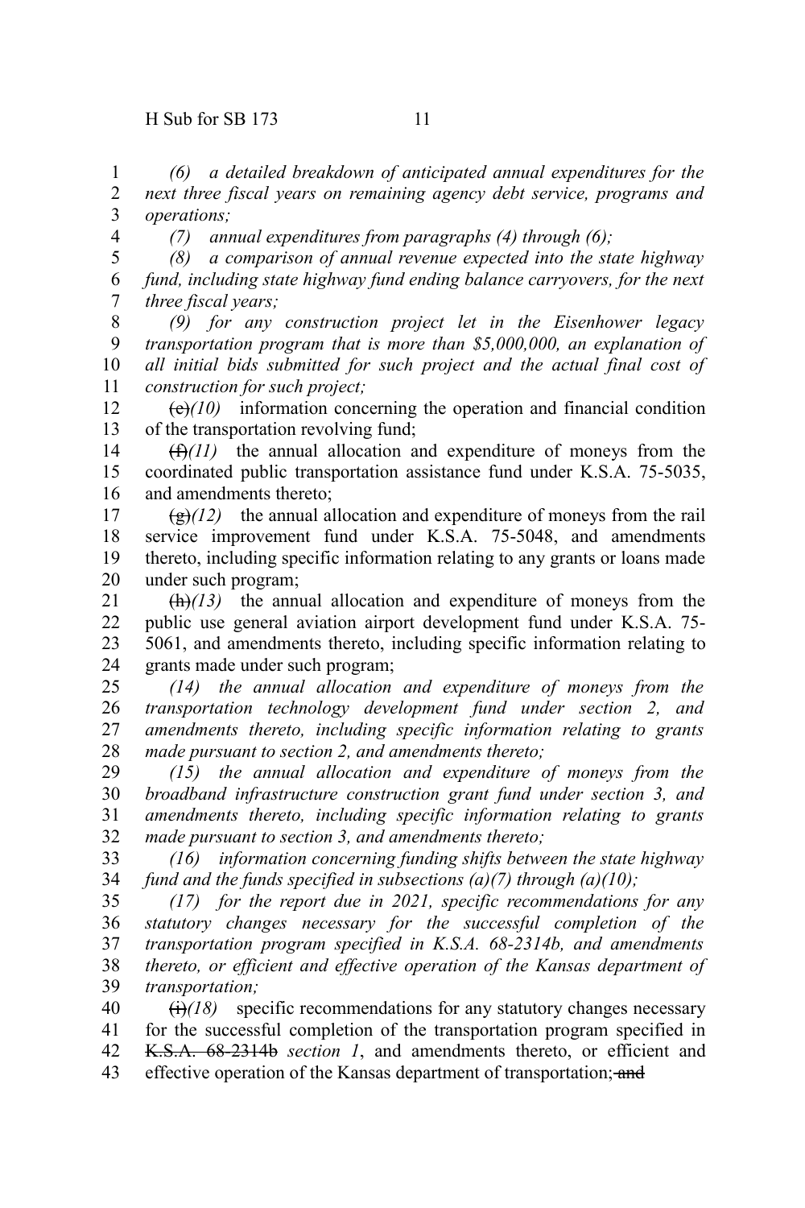*(6) a detailed breakdown of anticipated annual expenditures for the next three fiscal years on remaining agency debt service, programs and operations;*

*(7) annual expenditures from paragraphs (4) through (6);*

*(8) a comparison of annual revenue expected into the state highway fund, including state highway fund ending balance carryovers, for the next three fiscal years;*

*(9) for any construction project let in the Eisenhower legacy transportation program that is more than $5,000,000, an explanation of all initial bids submitted for such project and the actual final cost of construction for such project;*

~~(e)~~*(10)* information concerning the operation and financial condition of the transportation revolving fund;

~~(f)~~*(11)* the annual allocation and expenditure of moneys from the coordinated public transportation assistance fund under K.S.A. 75-5035, and amendments thereto;

~~(g)~~*(12)* the annual allocation and expenditure of moneys from the rail service improvement fund under K.S.A. 75-5048, and amendments thereto, including specific information relating to any grants or loans made under such program;

~~(h)~~*(13)* the annual allocation and expenditure of moneys from the public use general aviation airport development fund under K.S.A. 75-5061, and amendments thereto, including specific information relating to grants made under such program;

*(14) the annual allocation and expenditure of moneys from the transportation technology development fund under section 2, and amendments thereto, including specific information relating to grants made pursuant to section 2, and amendments thereto;*

*(15) the annual allocation and expenditure of moneys from the broadband infrastructure construction grant fund under section 3, and amendments thereto, including specific information relating to grants made pursuant to section 3, and amendments thereto;*

*(16) information concerning funding shifts between the state highway fund and the funds specified in subsections (a)(7) through (a)(10);*

*(17) for the report due in 2021, specific recommendations for any statutory changes necessary for the successful completion of the transportation program specified in K.S.A. 68-2314b, and amendments thereto, or efficient and effective operation of the Kansas department of transportation;*

~~(i)~~*(18)* specific recommendations for any statutory changes necessary for the successful completion of the transportation program specified in ~~K.S.A. 68-2314b~~ *section 1*, and amendments thereto, or efficient and effective operation of the Kansas department of transportation;~~ and~~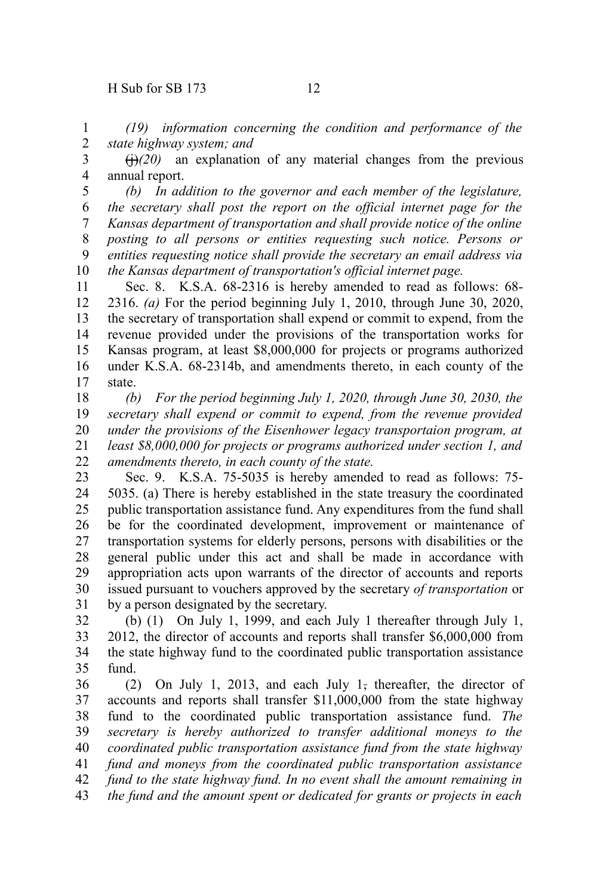*(19) information concerning the condition and performance of the state highway system; and*

~~(j)~~*(20)* an explanation of any material changes from the previous annual report.

*(b) In addition to the governor and each member of the legislature, the secretary shall post the report on the official internet page for the Kansas department of transportation and shall provide notice of the online posting to all persons or entities requesting such notice. Persons or entities requesting notice shall provide the secretary an email address via the Kansas department of transportation's official internet page.*

Sec. 8. K.S.A. 68-2316 is hereby amended to read as follows: 68-2316. *(a)* For the period beginning July 1, 2010, through June 30, 2020, the secretary of transportation shall expend or commit to expend, from the revenue provided under the provisions of the transportation works for Kansas program, at least $8,000,000 for projects or programs authorized under K.S.A. 68-2314b, and amendments thereto, in each county of the state.

*(b) For the period beginning July 1, 2020, through June 30, 2030, the secretary shall expend or commit to expend, from the revenue provided under the provisions of the Eisenhower legacy transportaion program, at least $8,000,000 for projects or programs authorized under section 1, and amendments thereto, in each county of the state.*

Sec. 9. K.S.A. 75-5035 is hereby amended to read as follows: 75-5035. (a) There is hereby established in the state treasury the coordinated public transportation assistance fund. Any expenditures from the fund shall be for the coordinated development, improvement or maintenance of transportation systems for elderly persons, persons with disabilities or the general public under this act and shall be made in accordance with appropriation acts upon warrants of the director of accounts and reports issued pursuant to vouchers approved by the secretary *of transportation* or by a person designated by the secretary.

(b) (1) On July 1, 1999, and each July 1 thereafter through July 1, 2012, the director of accounts and reports shall transfer $6,000,000 from the state highway fund to the coordinated public transportation assistance fund.

(2) On July 1, 2013, and each July 1~~,~~ thereafter, the director of accounts and reports shall transfer $11,000,000 from the state highway fund to the coordinated public transportation assistance fund. *The secretary is hereby authorized to transfer additional moneys to the coordinated public transportation assistance fund from the state highway fund and moneys from the coordinated public transportation assistance fund to the state highway fund. In no event shall the amount remaining in the fund and the amount spent or dedicated for grants or projects in each*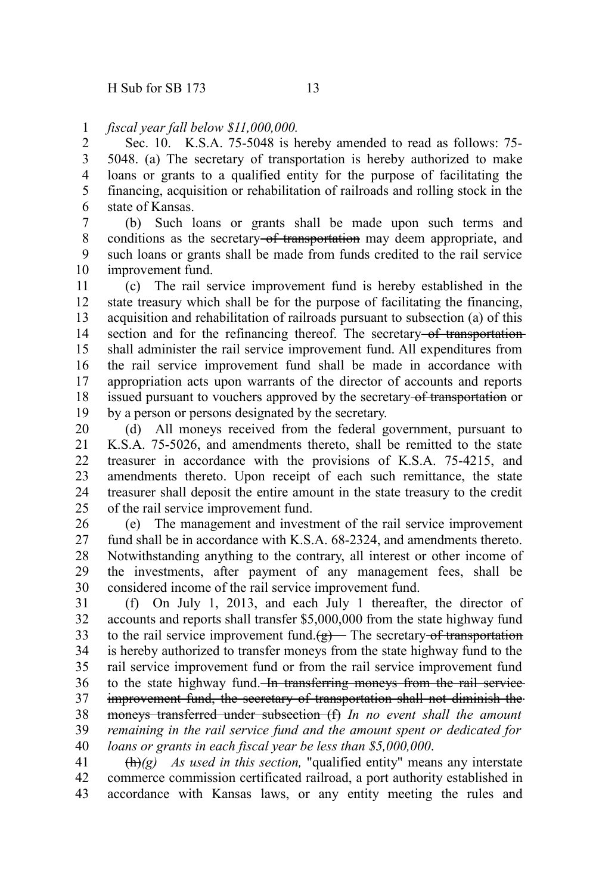*fiscal year fall below $11,000,000.*

Sec. 10. K.S.A. 75-5048 is hereby amended to read as follows: 75-5048. (a) The secretary of transportation is hereby authorized to make loans or grants to a qualified entity for the purpose of facilitating the financing, acquisition or rehabilitation of railroads and rolling stock in the state of Kansas.

(b) Such loans or grants shall be made upon such terms and conditions as the secretary ~~of transportation~~ may deem appropriate, and such loans or grants shall be made from funds credited to the rail service improvement fund.

(c) The rail service improvement fund is hereby established in the state treasury which shall be for the purpose of facilitating the financing, acquisition and rehabilitation of railroads pursuant to subsection (a) of this section and for the refinancing thereof. The secretary ~~of transportation~~ shall administer the rail service improvement fund. All expenditures from the rail service improvement fund shall be made in accordance with appropriation acts upon warrants of the director of accounts and reports issued pursuant to vouchers approved by the secretary ~~of transportation~~ or by a person or persons designated by the secretary.

(d) All moneys received from the federal government, pursuant to K.S.A. 75-5026, and amendments thereto, shall be remitted to the state treasurer in accordance with the provisions of K.S.A. 75-4215, and amendments thereto. Upon receipt of each such remittance, the state treasurer shall deposit the entire amount in the state treasury to the credit of the rail service improvement fund.

(e) The management and investment of the rail service improvement fund shall be in accordance with K.S.A. 68-2324, and amendments thereto. Notwithstanding anything to the contrary, all interest or other income of the investments, after payment of any management fees, shall be considered income of the rail service improvement fund.

(f) On July 1, 2013, and each July 1 thereafter, the director of accounts and reports shall transfer $5,000,000 from the state highway fund to the rail service improvement fund. ~~(g)~~ The secretary ~~of transportation~~ is hereby authorized to transfer moneys from the state highway fund to the rail service improvement fund or from the rail service improvement fund to the state highway fund. ~~In transferring moneys from the rail service improvement fund, the secretary of transportation shall not diminish the moneys transferred under subsection (f)~~ *In no event shall the amount remaining in the rail service fund and the amount spent or dedicated for loans or grants in each fiscal year be less than $5,000,000*.

~~(h)~~*(g) As used in this section,* "qualified entity" means any interstate commerce commission certificated railroad, a port authority established in accordance with Kansas laws, or any entity meeting the rules and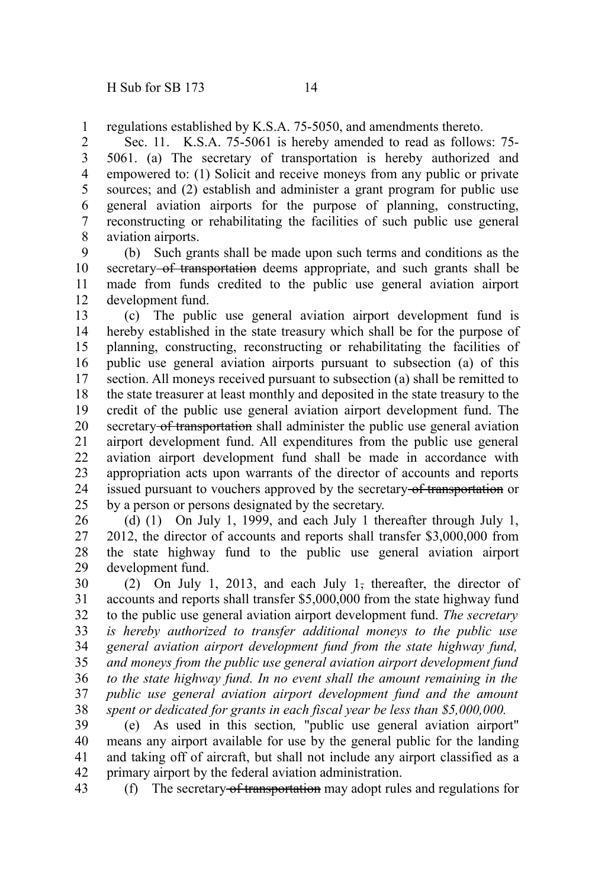regulations established by K.S.A. 75-5050, and amendments thereto.

Sec. 11. K.S.A. 75-5061 is hereby amended to read as follows: 75-5061. (a) The secretary of transportation is hereby authorized and empowered to: (1) Solicit and receive moneys from any public or private sources; and (2) establish and administer a grant program for public use general aviation airports for the purpose of planning, constructing, reconstructing or rehabilitating the facilities of such public use general aviation airports.

(b) Such grants shall be made upon such terms and conditions as the secretary ~~of transportation~~ deems appropriate, and such grants shall be made from funds credited to the public use general aviation airport development fund.

(c) The public use general aviation airport development fund is hereby established in the state treasury which shall be for the purpose of planning, constructing, reconstructing or rehabilitating the facilities of public use general aviation airports pursuant to subsection (a) of this section. All moneys received pursuant to subsection (a) shall be remitted to the state treasurer at least monthly and deposited in the state treasury to the credit of the public use general aviation airport development fund. The secretary ~~of transportation~~ shall administer the public use general aviation airport development fund. All expenditures from the public use general aviation airport development fund shall be made in accordance with appropriation acts upon warrants of the director of accounts and reports issued pursuant to vouchers approved by the secretary ~~of transportation~~ or by a person or persons designated by the secretary.

(d) (1) On July 1, 1999, and each July 1 thereafter through July 1, 2012, the director of accounts and reports shall transfer $3,000,000 from the state highway fund to the public use general aviation airport development fund.

(2) On July 1, 2013, and each July 1~~,~~ thereafter, the director of accounts and reports shall transfer $5,000,000 from the state highway fund to the public use general aviation airport development fund. *The secretary is hereby authorized to transfer additional moneys to the public use general aviation airport development fund from the state highway fund, and moneys from the public use general aviation airport development fund to the state highway fund. In no event shall the amount remaining in the public use general aviation airport development fund and the amount spent or dedicated for grants in each fiscal year be less than $5,000,000.*

(e) As used in this section*,* "public use general aviation airport" means any airport available for use by the general public for the landing and taking off of aircraft, but shall not include any airport classified as a primary airport by the federal aviation administration.

(f) The secretary ~~of transportation~~ may adopt rules and regulations for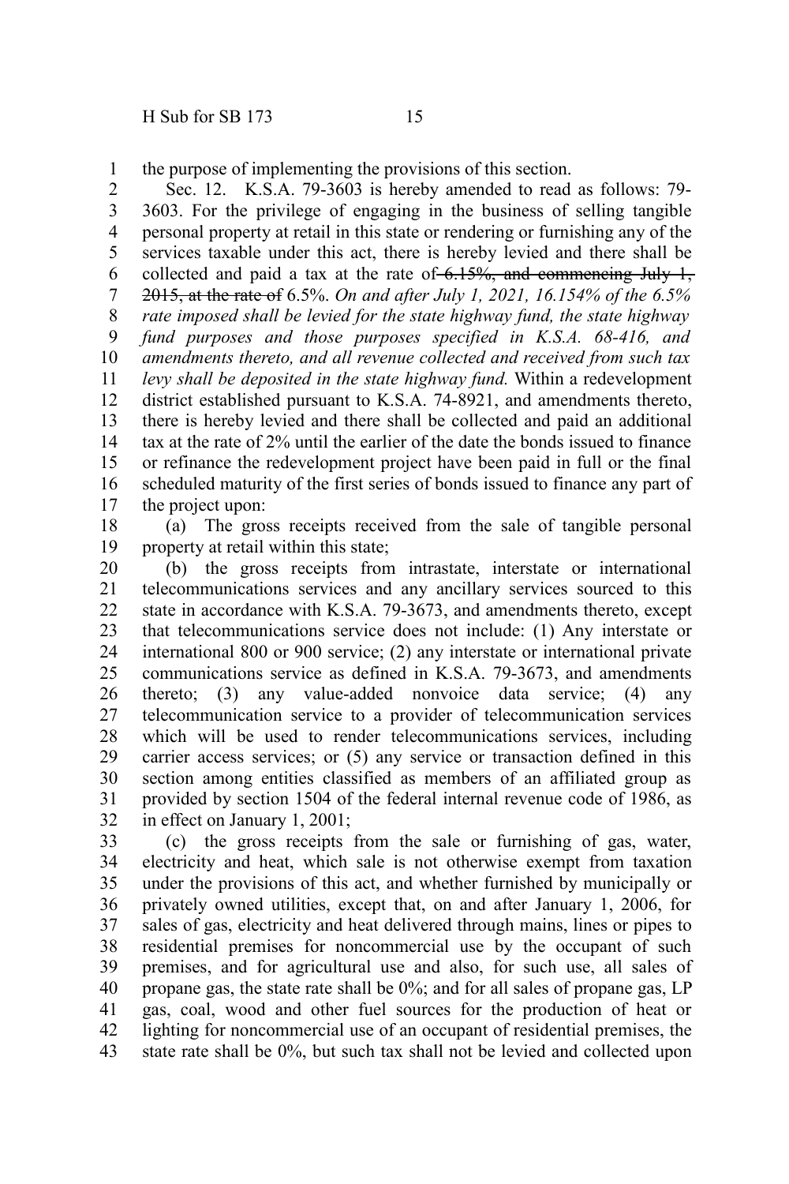the purpose of implementing the provisions of this section.

Sec. 12. K.S.A. 79-3603 is hereby amended to read as follows: 79-3603. For the privilege of engaging in the business of selling tangible personal property at retail in this state or rendering or furnishing any of the services taxable under this act, there is hereby levied and there shall be collected and paid a tax at the rate of ~~6.15%, and commencing July 1, 2015, at the rate of~~ 6.5%. *On and after July 1, 2021, 16.154% of the 6.5% rate imposed shall be levied for the state highway fund, the state highway fund purposes and those purposes specified in K.S.A. 68-416, and amendments thereto, and all revenue collected and received from such tax levy shall be deposited in the state highway fund.* Within a redevelopment district established pursuant to K.S.A. 74-8921, and amendments thereto, there is hereby levied and there shall be collected and paid an additional tax at the rate of 2% until the earlier of the date the bonds issued to finance or refinance the redevelopment project have been paid in full or the final scheduled maturity of the first series of bonds issued to finance any part of the project upon:

(a) The gross receipts received from the sale of tangible personal property at retail within this state;

(b) the gross receipts from intrastate, interstate or international telecommunications services and any ancillary services sourced to this state in accordance with K.S.A. 79-3673, and amendments thereto, except that telecommunications service does not include: (1) Any interstate or international 800 or 900 service; (2) any interstate or international private communications service as defined in K.S.A. 79-3673, and amendments thereto; (3) any value-added nonvoice data service; (4) any telecommunication service to a provider of telecommunication services which will be used to render telecommunications services, including carrier access services; or (5) any service or transaction defined in this section among entities classified as members of an affiliated group as provided by section 1504 of the federal internal revenue code of 1986, as in effect on January 1, 2001;

(c) the gross receipts from the sale or furnishing of gas, water, electricity and heat, which sale is not otherwise exempt from taxation under the provisions of this act, and whether furnished by municipally or privately owned utilities, except that, on and after January 1, 2006, for sales of gas, electricity and heat delivered through mains, lines or pipes to residential premises for noncommercial use by the occupant of such premises, and for agricultural use and also, for such use, all sales of propane gas, the state rate shall be 0%; and for all sales of propane gas, LP gas, coal, wood and other fuel sources for the production of heat or lighting for noncommercial use of an occupant of residential premises, the state rate shall be 0%, but such tax shall not be levied and collected upon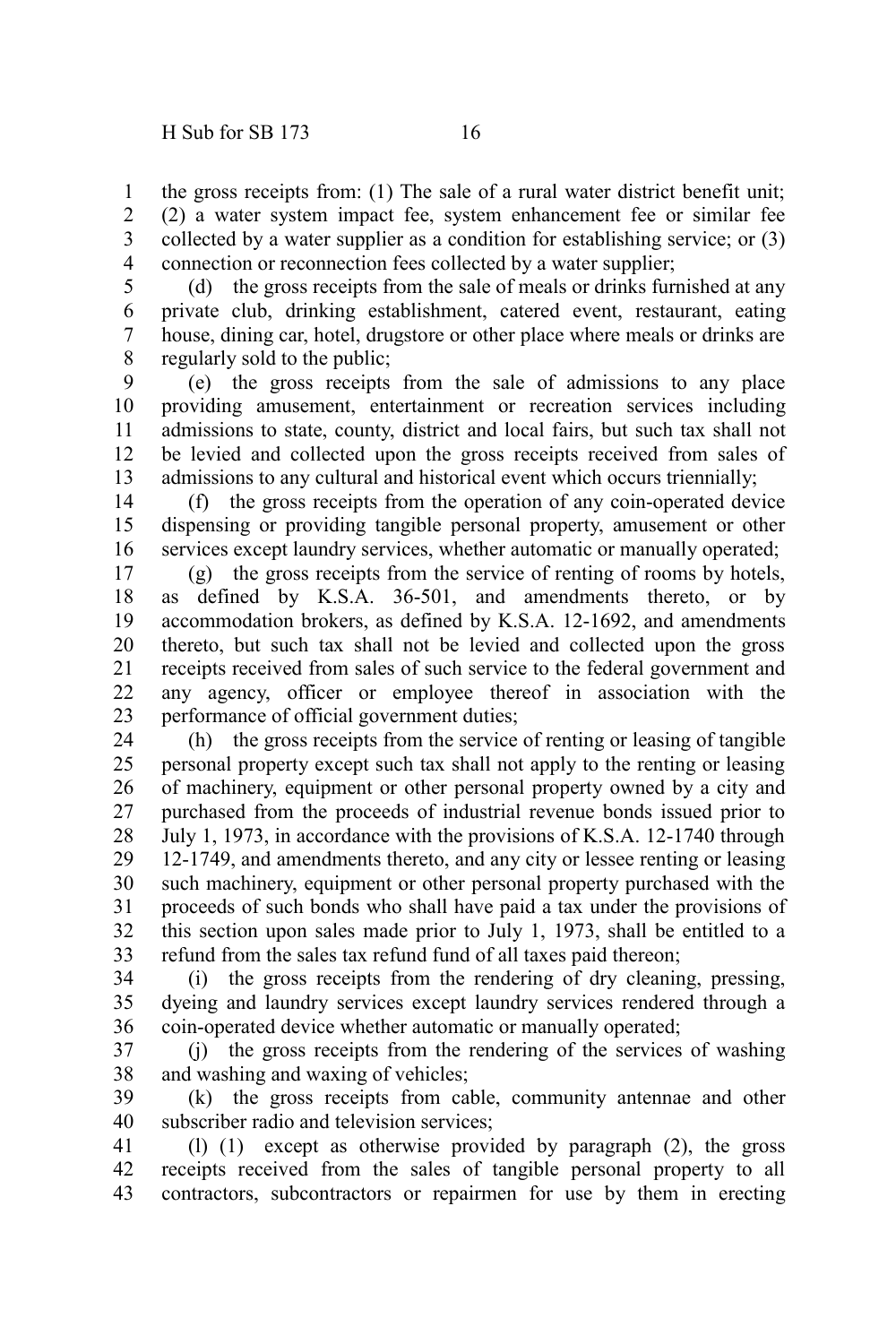the gross receipts from: (1) The sale of a rural water district benefit unit; (2) a water system impact fee, system enhancement fee or similar fee collected by a water supplier as a condition for establishing service; or (3) connection or reconnection fees collected by a water supplier;

(d) the gross receipts from the sale of meals or drinks furnished at any private club, drinking establishment, catered event, restaurant, eating house, dining car, hotel, drugstore or other place where meals or drinks are regularly sold to the public;

(e) the gross receipts from the sale of admissions to any place providing amusement, entertainment or recreation services including admissions to state, county, district and local fairs, but such tax shall not be levied and collected upon the gross receipts received from sales of admissions to any cultural and historical event which occurs triennially;

(f) the gross receipts from the operation of any coin-operated device dispensing or providing tangible personal property, amusement or other services except laundry services, whether automatic or manually operated;

(g) the gross receipts from the service of renting of rooms by hotels, as defined by K.S.A. 36-501, and amendments thereto, or by accommodation brokers, as defined by K.S.A. 12-1692, and amendments thereto, but such tax shall not be levied and collected upon the gross receipts received from sales of such service to the federal government and any agency, officer or employee thereof in association with the performance of official government duties;

(h) the gross receipts from the service of renting or leasing of tangible personal property except such tax shall not apply to the renting or leasing of machinery, equipment or other personal property owned by a city and purchased from the proceeds of industrial revenue bonds issued prior to July 1, 1973, in accordance with the provisions of K.S.A. 12-1740 through 12-1749, and amendments thereto, and any city or lessee renting or leasing such machinery, equipment or other personal property purchased with the proceeds of such bonds who shall have paid a tax under the provisions of this section upon sales made prior to July 1, 1973, shall be entitled to a refund from the sales tax refund fund of all taxes paid thereon;

(i) the gross receipts from the rendering of dry cleaning, pressing, dyeing and laundry services except laundry services rendered through a coin-operated device whether automatic or manually operated;

(j) the gross receipts from the rendering of the services of washing and washing and waxing of vehicles;

(k) the gross receipts from cable, community antennae and other subscriber radio and television services;

(l) (1) except as otherwise provided by paragraph (2), the gross receipts received from the sales of tangible personal property to all contractors, subcontractors or repairmen for use by them in erecting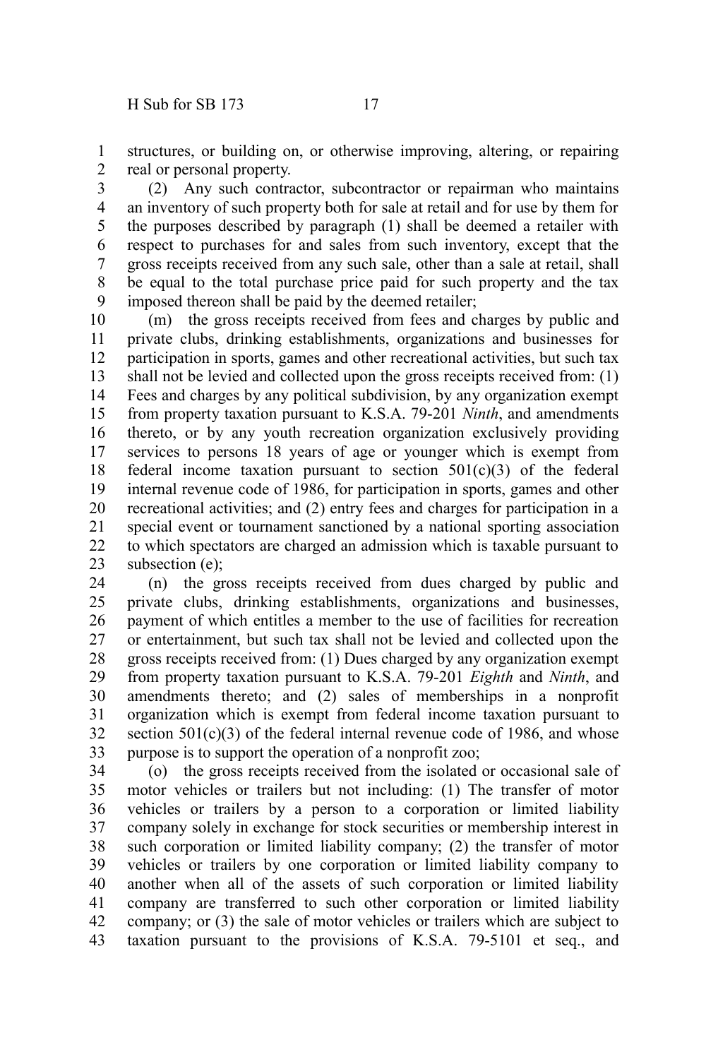structures, or building on, or otherwise improving, altering, or repairing real or personal property.

(2) Any such contractor, subcontractor or repairman who maintains an inventory of such property both for sale at retail and for use by them for the purposes described by paragraph (1) shall be deemed a retailer with respect to purchases for and sales from such inventory, except that the gross receipts received from any such sale, other than a sale at retail, shall be equal to the total purchase price paid for such property and the tax imposed thereon shall be paid by the deemed retailer;

(m) the gross receipts received from fees and charges by public and private clubs, drinking establishments, organizations and businesses for participation in sports, games and other recreational activities, but such tax shall not be levied and collected upon the gross receipts received from: (1) Fees and charges by any political subdivision, by any organization exempt from property taxation pursuant to K.S.A. 79-201 *Ninth*, and amendments thereto, or by any youth recreation organization exclusively providing services to persons 18 years of age or younger which is exempt from federal income taxation pursuant to section 501(c)(3) of the federal internal revenue code of 1986, for participation in sports, games and other recreational activities; and (2) entry fees and charges for participation in a special event or tournament sanctioned by a national sporting association to which spectators are charged an admission which is taxable pursuant to subsection (e);

(n) the gross receipts received from dues charged by public and private clubs, drinking establishments, organizations and businesses, payment of which entitles a member to the use of facilities for recreation or entertainment, but such tax shall not be levied and collected upon the gross receipts received from: (1) Dues charged by any organization exempt from property taxation pursuant to K.S.A. 79-201 *Eighth* and *Ninth*, and amendments thereto; and (2) sales of memberships in a nonprofit organization which is exempt from federal income taxation pursuant to section 501(c)(3) of the federal internal revenue code of 1986, and whose purpose is to support the operation of a nonprofit zoo;

(o) the gross receipts received from the isolated or occasional sale of motor vehicles or trailers but not including: (1) The transfer of motor vehicles or trailers by a person to a corporation or limited liability company solely in exchange for stock securities or membership interest in such corporation or limited liability company; (2) the transfer of motor vehicles or trailers by one corporation or limited liability company to another when all of the assets of such corporation or limited liability company are transferred to such other corporation or limited liability company; or (3) the sale of motor vehicles or trailers which are subject to taxation pursuant to the provisions of K.S.A. 79-5101 et seq., and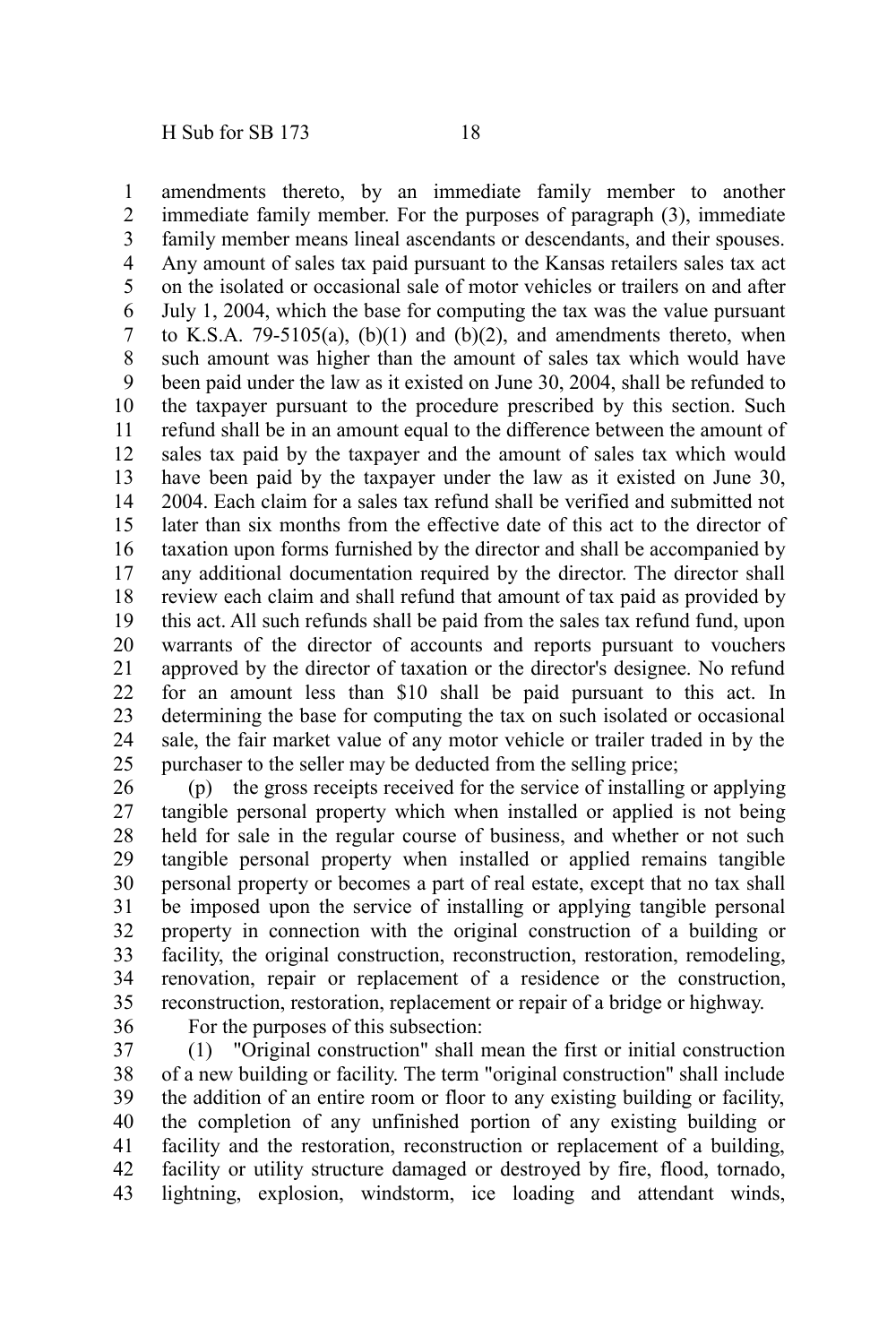amendments thereto, by an immediate family member to another immediate family member. For the purposes of paragraph (3), immediate family member means lineal ascendants or descendants, and their spouses. Any amount of sales tax paid pursuant to the Kansas retailers sales tax act on the isolated or occasional sale of motor vehicles or trailers on and after July 1, 2004, which the base for computing the tax was the value pursuant to K.S.A. 79-5105(a), (b)(1) and (b)(2), and amendments thereto, when such amount was higher than the amount of sales tax which would have been paid under the law as it existed on June 30, 2004, shall be refunded to the taxpayer pursuant to the procedure prescribed by this section. Such refund shall be in an amount equal to the difference between the amount of sales tax paid by the taxpayer and the amount of sales tax which would have been paid by the taxpayer under the law as it existed on June 30, 2004. Each claim for a sales tax refund shall be verified and submitted not later than six months from the effective date of this act to the director of taxation upon forms furnished by the director and shall be accompanied by any additional documentation required by the director. The director shall review each claim and shall refund that amount of tax paid as provided by this act. All such refunds shall be paid from the sales tax refund fund, upon warrants of the director of accounts and reports pursuant to vouchers approved by the director of taxation or the director's designee. No refund for an amount less than $10 shall be paid pursuant to this act. In determining the base for computing the tax on such isolated or occasional sale, the fair market value of any motor vehicle or trailer traded in by the purchaser to the seller may be deducted from the selling price;

(p) the gross receipts received for the service of installing or applying tangible personal property which when installed or applied is not being held for sale in the regular course of business, and whether or not such tangible personal property when installed or applied remains tangible personal property or becomes a part of real estate, except that no tax shall be imposed upon the service of installing or applying tangible personal property in connection with the original construction of a building or facility, the original construction, reconstruction, restoration, remodeling, renovation, repair or replacement of a residence or the construction, reconstruction, restoration, replacement or repair of a bridge or highway.

For the purposes of this subsection:

(1) "Original construction" shall mean the first or initial construction of a new building or facility. The term "original construction" shall include the addition of an entire room or floor to any existing building or facility, the completion of any unfinished portion of any existing building or facility and the restoration, reconstruction or replacement of a building, facility or utility structure damaged or destroyed by fire, flood, tornado, lightning, explosion, windstorm, ice loading and attendant winds,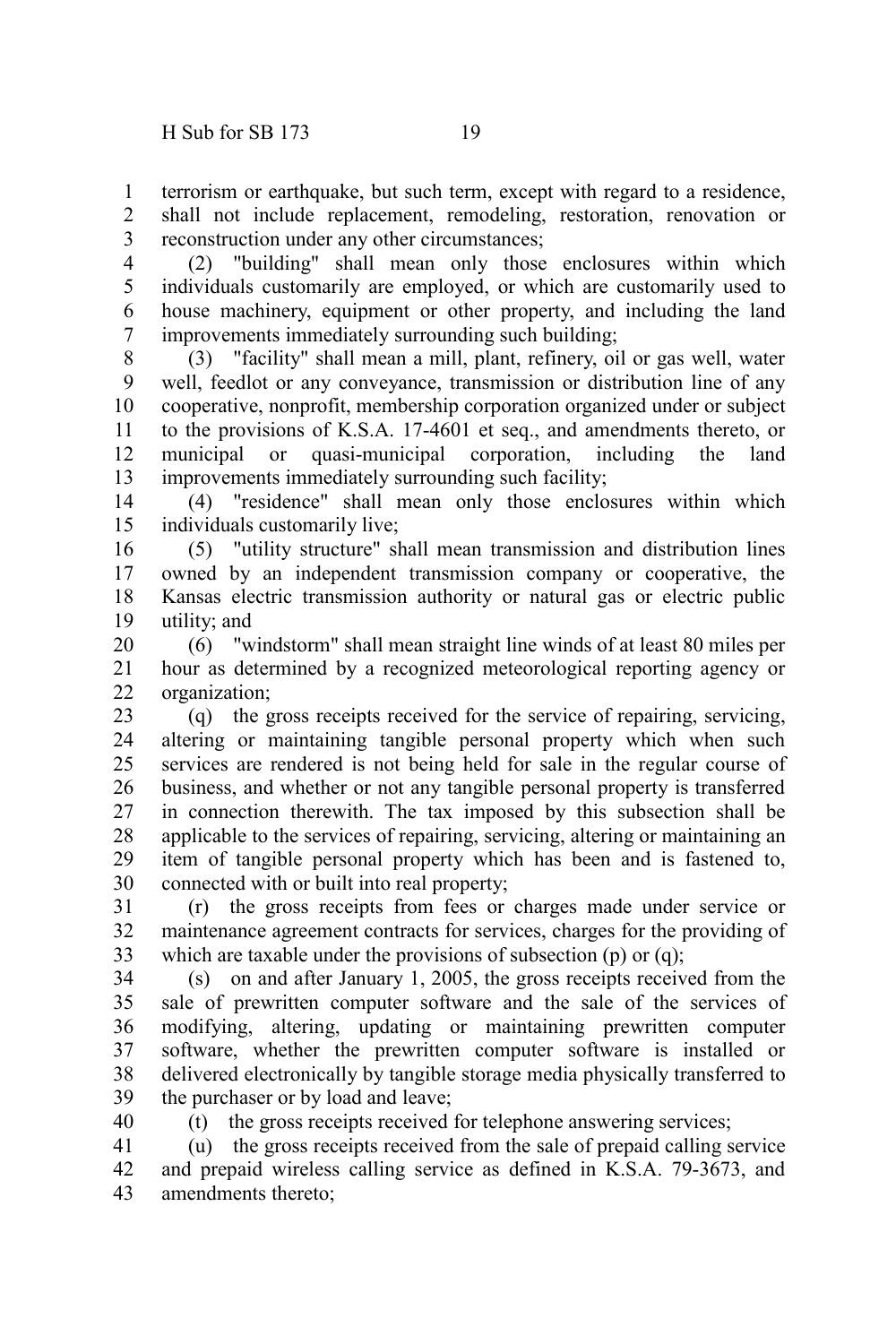terrorism or earthquake, but such term, except with regard to a residence, shall not include replacement, remodeling, restoration, renovation or reconstruction under any other circumstances;

(2) "building" shall mean only those enclosures within which individuals customarily are employed, or which are customarily used to house machinery, equipment or other property, and including the land improvements immediately surrounding such building;

(3) "facility" shall mean a mill, plant, refinery, oil or gas well, water well, feedlot or any conveyance, transmission or distribution line of any cooperative, nonprofit, membership corporation organized under or subject to the provisions of K.S.A. 17-4601 et seq., and amendments thereto, or municipal or quasi-municipal corporation, including the land improvements immediately surrounding such facility;

(4) "residence" shall mean only those enclosures within which individuals customarily live;

(5) "utility structure" shall mean transmission and distribution lines owned by an independent transmission company or cooperative, the Kansas electric transmission authority or natural gas or electric public utility; and

(6) "windstorm" shall mean straight line winds of at least 80 miles per hour as determined by a recognized meteorological reporting agency or organization;

(q) the gross receipts received for the service of repairing, servicing, altering or maintaining tangible personal property which when such services are rendered is not being held for sale in the regular course of business, and whether or not any tangible personal property is transferred in connection therewith. The tax imposed by this subsection shall be applicable to the services of repairing, servicing, altering or maintaining an item of tangible personal property which has been and is fastened to, connected with or built into real property;

(r) the gross receipts from fees or charges made under service or maintenance agreement contracts for services, charges for the providing of which are taxable under the provisions of subsection (p) or (q);

(s) on and after January 1, 2005, the gross receipts received from the sale of prewritten computer software and the sale of the services of modifying, altering, updating or maintaining prewritten computer software, whether the prewritten computer software is installed or delivered electronically by tangible storage media physically transferred to the purchaser or by load and leave;

(t) the gross receipts received for telephone answering services;

(u) the gross receipts received from the sale of prepaid calling service and prepaid wireless calling service as defined in K.S.A. 79-3673, and amendments thereto;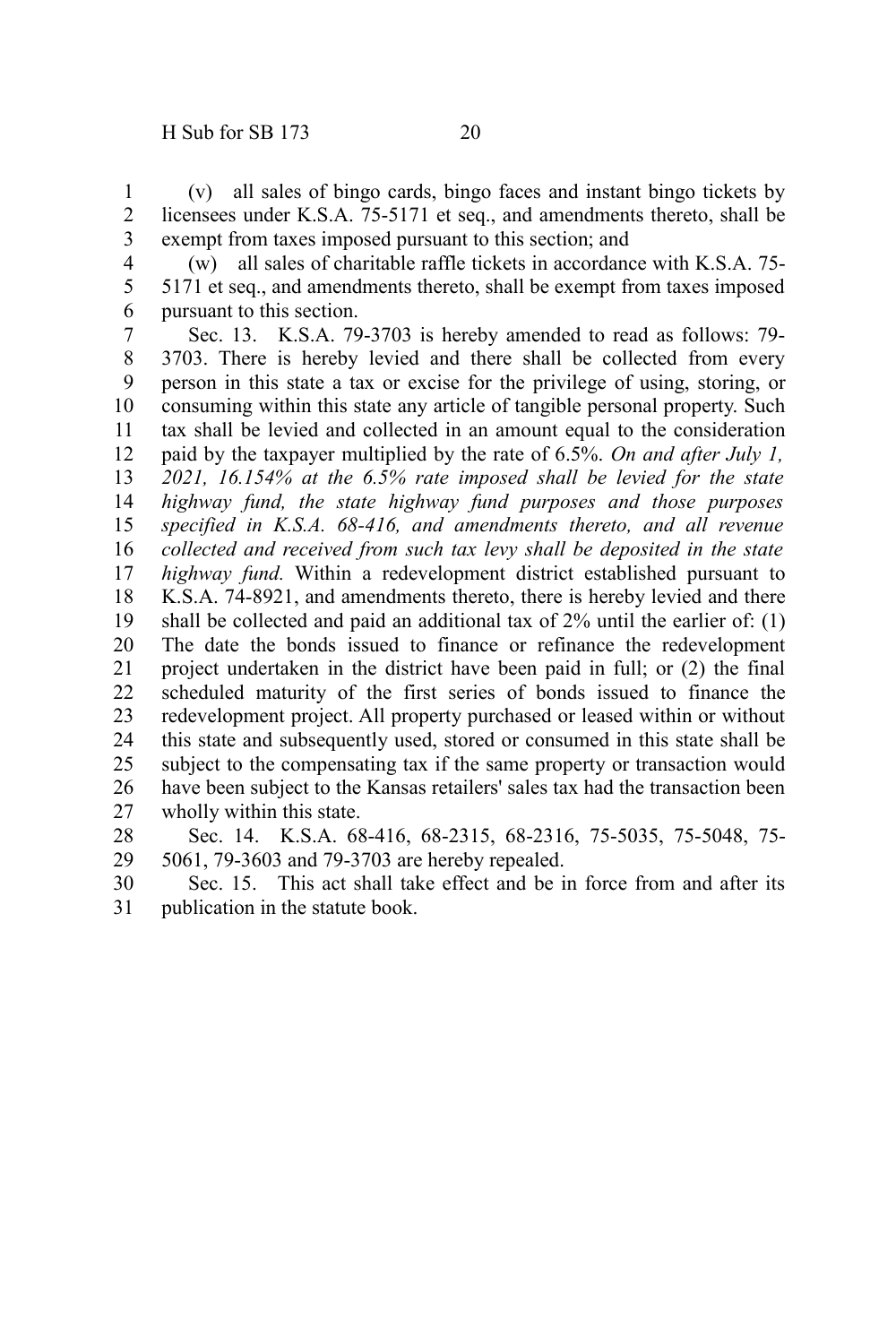(v) all sales of bingo cards, bingo faces and instant bingo tickets by licensees under K.S.A. 75-5171 et seq., and amendments thereto, shall be exempt from taxes imposed pursuant to this section; and

(w) all sales of charitable raffle tickets in accordance with K.S.A. 75-5171 et seq., and amendments thereto, shall be exempt from taxes imposed pursuant to this section.

Sec. 13. K.S.A. 79-3703 is hereby amended to read as follows: 79-3703. There is hereby levied and there shall be collected from every person in this state a tax or excise for the privilege of using, storing, or consuming within this state any article of tangible personal property. Such tax shall be levied and collected in an amount equal to the consideration paid by the taxpayer multiplied by the rate of 6.5%. *On and after July 1, 2021, 16.154% at the 6.5% rate imposed shall be levied for the state highway fund, the state highway fund purposes and those purposes specified in K.S.A. 68-416, and amendments thereto, and all revenue collected and received from such tax levy shall be deposited in the state highway fund.* Within a redevelopment district established pursuant to K.S.A. 74-8921, and amendments thereto, there is hereby levied and there shall be collected and paid an additional tax of 2% until the earlier of: (1) The date the bonds issued to finance or refinance the redevelopment project undertaken in the district have been paid in full; or (2) the final scheduled maturity of the first series of bonds issued to finance the redevelopment project. All property purchased or leased within or without this state and subsequently used, stored or consumed in this state shall be subject to the compensating tax if the same property or transaction would have been subject to the Kansas retailers' sales tax had the transaction been wholly within this state.

Sec. 14. K.S.A. 68-416, 68-2315, 68-2316, 75-5035, 75-5048, 75-5061, 79-3603 and 79-3703 are hereby repealed.

Sec. 15. This act shall take effect and be in force from and after its publication in the statute book.